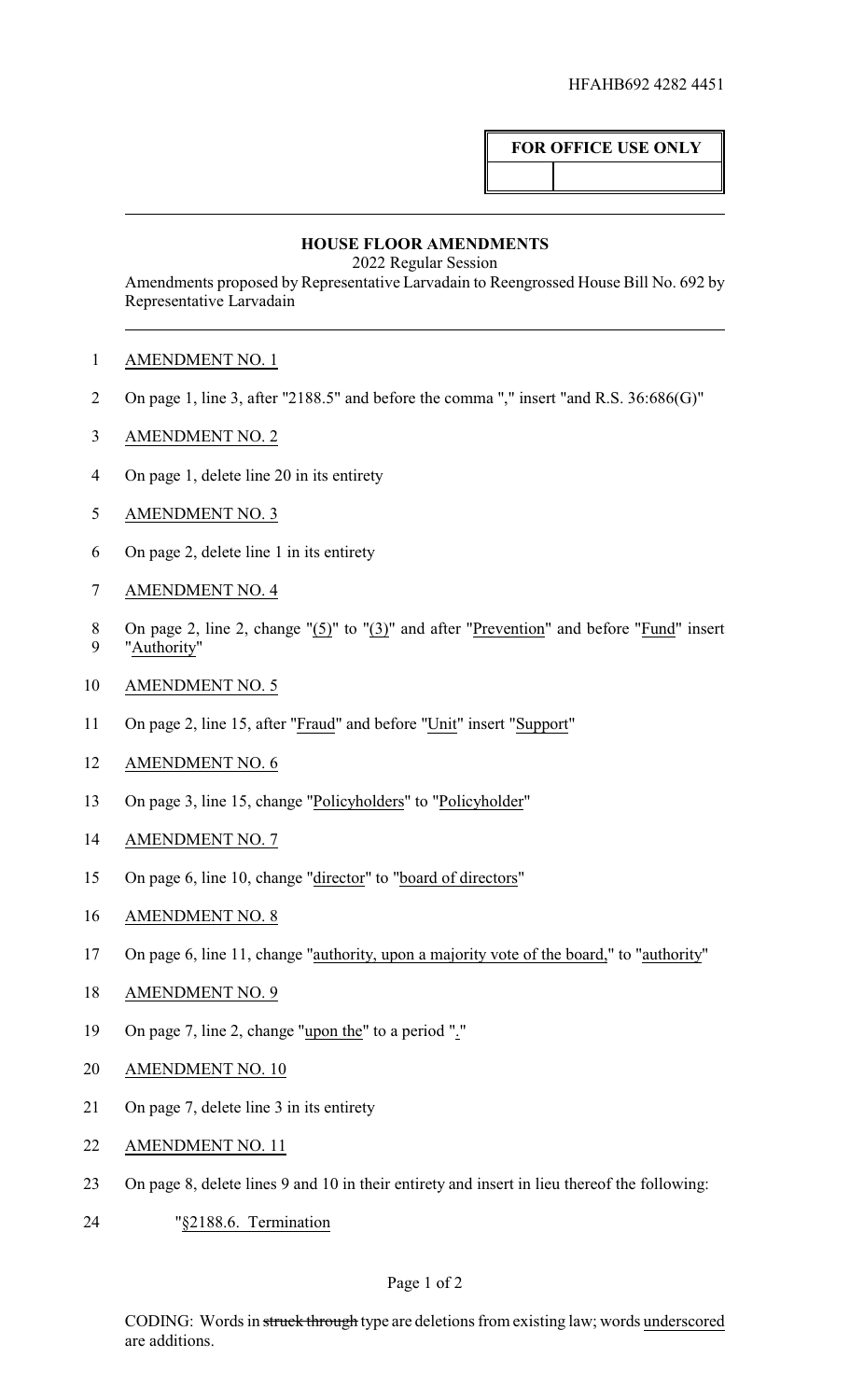HFAHB692 4282 4451

**FOR OFFICE USE ONLY**

## HOUSE FLOOR AMENDMENTS

2022 Regular Session

Amendments proposed by Representative Larvadain to Reengrossed House Bill No. 692 by Representative Larvadain

AMENDMENT NO. 1

On page 1, line 3, after "2188.5" and before the comma "," insert "and R.S. 36:686(G)"

AMENDMENT NO. 2

On page 1, delete line 20 in its entirety

AMENDMENT NO. 3

On page 2, delete line 1 in its entirety

AMENDMENT NO. 4

On page 2, line 2, change "(5)" to "(3)" and after "Prevention" and before "Fund" insert "Authority"

AMENDMENT NO. 5

On page 2, line 15, after "Fraud" and before "Unit" insert "Support"

AMENDMENT NO. 6

On page 3, line 15, change "Policyholders" to "Policyholder"

AMENDMENT NO. 7

On page 6, line 10, change "director" to "board of directors"

AMENDMENT NO. 8

On page 6, line 11, change "authority, upon a majority vote of the board," to "authority"

AMENDMENT NO. 9

On page 7, line 2, change "upon the" to a period "."

AMENDMENT NO. 10

On page 7, delete line 3 in its entirety

AMENDMENT NO. 11

On page 8, delete lines 9 and 10 in their entirety and insert in lieu thereof the following:

"§2188.6. Termination

CODING: Words in ~~struck through~~ type are deletions from existing law; words underscored are additions.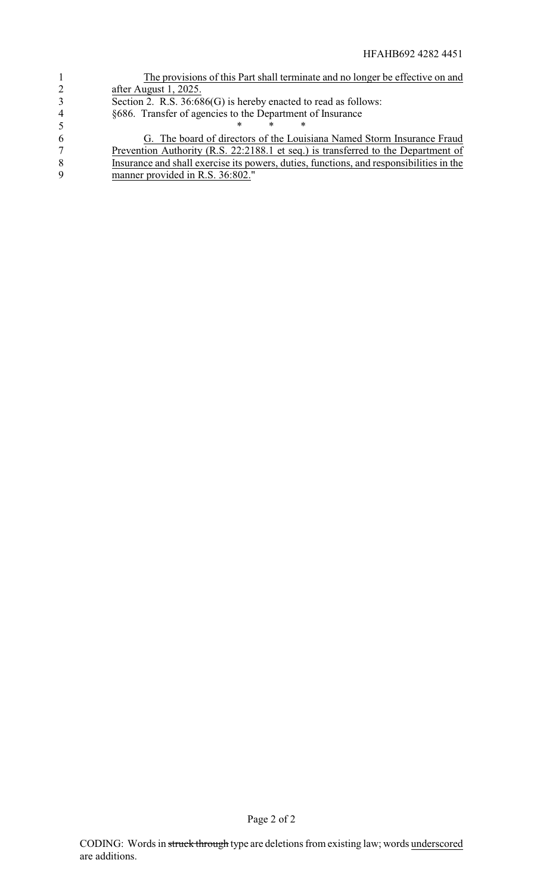The provisions of this Part shall terminate and no longer be effective on and after August 1, 2025.

Section 2. R.S. 36:686(G) is hereby enacted to read as follows:

§686. Transfer of agencies to the Department of Insurance

\* \* \*

G. The board of directors of the Louisiana Named Storm Insurance Fraud Prevention Authority (R.S. 22:2188.1 et seq.) is transferred to the Department of Insurance and shall exercise its powers, duties, functions, and responsibilities in the manner provided in R.S. 36:802."

CODING: Words in ~~struck through~~ type are deletions from existing law; words underscored are additions.